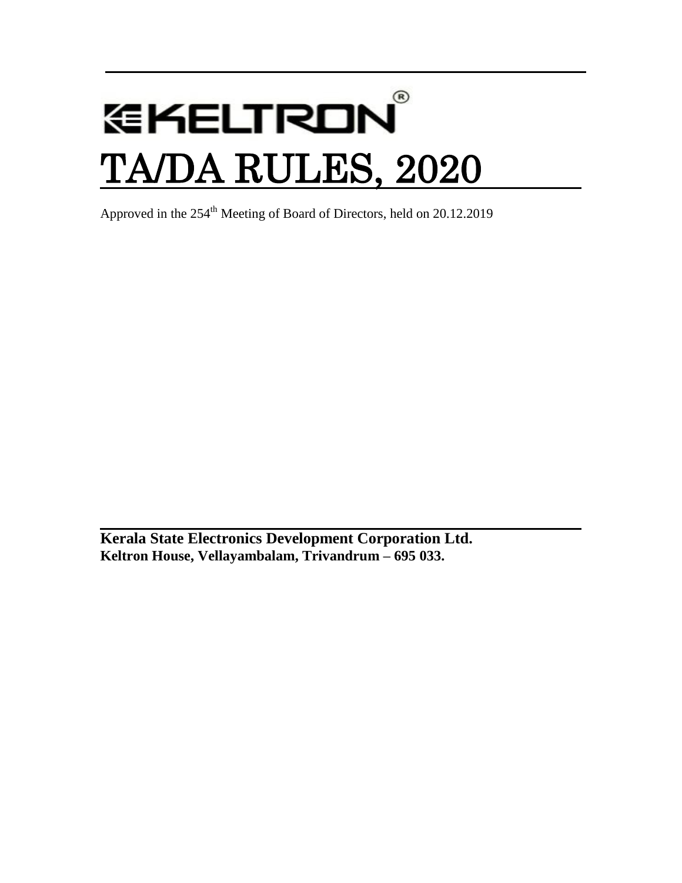# KELTRON

# TA/DA RULES, 2020

Approved in the 254th Meeting of Board of Directors, held on 20.12.2019

**Kerala State Electronics Development Corporation Ltd.**
**Keltron House, Vellayambalam, Trivandrum – 695 033.**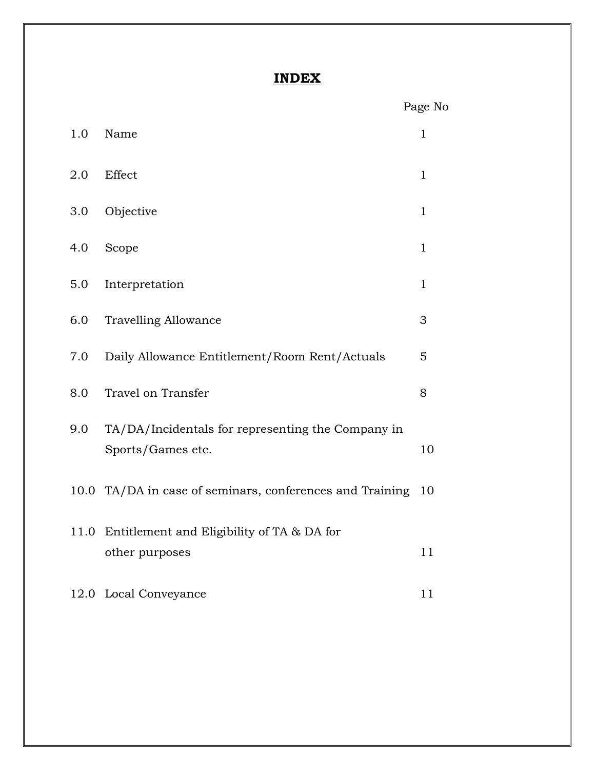# INDEX

| | | Page No |
|---|---|---|
| 1.0 | Name | 1 |
| 2.0 | Effect | 1 |
| 3.0 | Objective | 1 |
| 4.0 | Scope | 1 |
| 5.0 | Interpretation | 1 |
| 6.0 | Travelling Allowance | 3 |
| 7.0 | Daily Allowance Entitlement/Room Rent/Actuals | 5 |
| 8.0 | Travel on Transfer | 8 |
| 9.0 | TA/DA/Incidentals for representing the Company in Sports/Games etc. | 10 |
| 10.0 | TA/DA in case of seminars, conferences and Training | 10 |
| 11.0 | Entitlement and Eligibility of TA & DA for other purposes | 11 |
| 12.0 | Local Conveyance | 11 |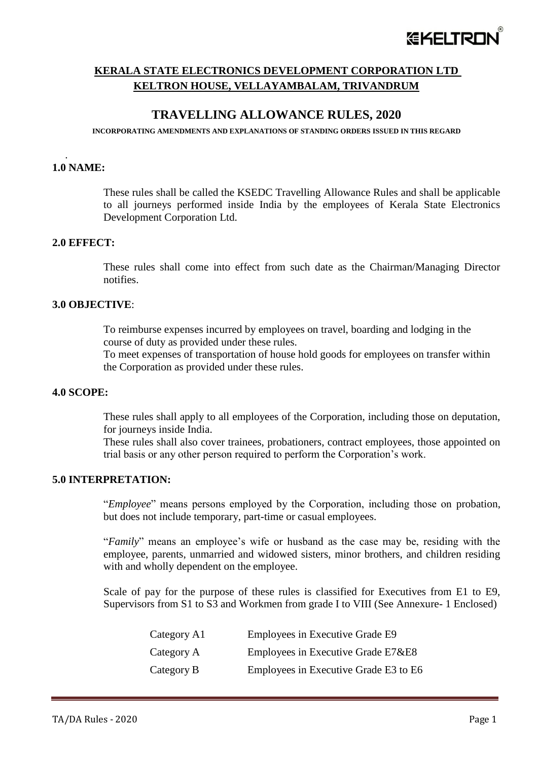## KERALA STATE ELECTRONICS DEVELOPMENT CORPORATION LTD
## KELTRON HOUSE, VELLAYAMBALAM, TRIVANDRUM

# TRAVELLING ALLOWANCE RULES, 2020

**INCORPORATING AMENDMENTS AND EXPLANATIONS OF STANDING ORDERS ISSUED IN THIS REGARD**

### 1.0 NAME:

These rules shall be called the KSEDC Travelling Allowance Rules and shall be applicable to all journeys performed inside India by the employees of Kerala State Electronics Development Corporation Ltd.

### 2.0 EFFECT:

These rules shall come into effect from such date as the Chairman/Managing Director notifies.

### 3.0 OBJECTIVE:

To reimburse expenses incurred by employees on travel, boarding and lodging in the course of duty as provided under these rules.

To meet expenses of transportation of house hold goods for employees on transfer within the Corporation as provided under these rules.

### 4.0 SCOPE:

These rules shall apply to all employees of the Corporation, including those on deputation, for journeys inside India.

These rules shall also cover trainees, probationers, contract employees, those appointed on trial basis or any other person required to perform the Corporation's work.

### 5.0 INTERPRETATION:

"*Employee*" means persons employed by the Corporation, including those on probation, but does not include temporary, part-time or casual employees.

"*Family*" means an employee's wife or husband as the case may be, residing with the employee, parents, unmarried and widowed sisters, minor brothers, and children residing with and wholly dependent on the employee.

Scale of pay for the purpose of these rules is classified for Executives from E1 to E9, Supervisors from S1 to S3 and Workmen from grade I to VIII (See Annexure- 1 Enclosed)

| | |
|---|---|
| Category A1 | Employees in Executive Grade E9 |
| Category A | Employees in Executive Grade E7&E8 |
| Category B | Employees in Executive Grade E3 to E6 |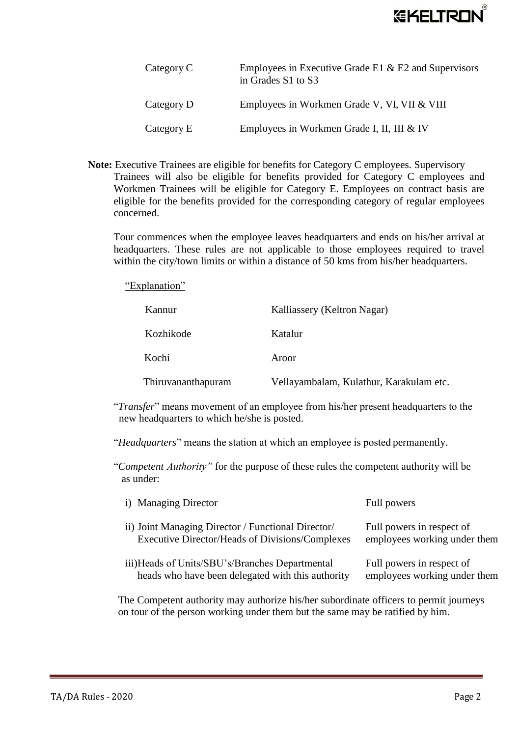| | |
|---|---|
| Category C | Employees in Executive Grade E1 & E2 and Supervisors in Grades S1 to S3 |
| Category D | Employees in Workmen Grade V, VI, VII & VIII |
| Category E | Employees in Workmen Grade I, II, III & IV |

**Note:** Executive Trainees are eligible for benefits for Category C employees. Supervisory Trainees will also be eligible for benefits provided for Category C employees and Workmen Trainees will be eligible for Category E. Employees on contract basis are eligible for the benefits provided for the corresponding category of regular employees concerned.

Tour commences when the employee leaves headquarters and ends on his/her arrival at headquarters. These rules are not applicable to those employees required to travel within the city/town limits or within a distance of 50 kms from his/her headquarters.

"Explanation"

| | |
|---|---|
| Kannur | Kalliassery (Keltron Nagar) |
| Kozhikode | Katalur |
| Kochi | Aroor |
| Thiruvananthapuram | Vellayambalam, Kulathur, Karakulam etc. |

"*Transfer*" means movement of an employee from his/her present headquarters to the new headquarters to which he/she is posted.

"*Headquarters*" means the station at which an employee is posted permanently.

"*Competent Authority"* for the purpose of these rules the competent authority will be as under:

| | |
|---|---|
| i) Managing Director | Full powers |
| ii) Joint Managing Director / Functional Director/ Executive Director/Heads of Divisions/Complexes | Full powers in respect of employees working under them |
| iii) Heads of Units/SBU's/Branches Departmental heads who have been delegated with this authority | Full powers in respect of employees working under them |

The Competent authority may authorize his/her subordinate officers to permit journeys on tour of the person working under them but the same may be ratified by him.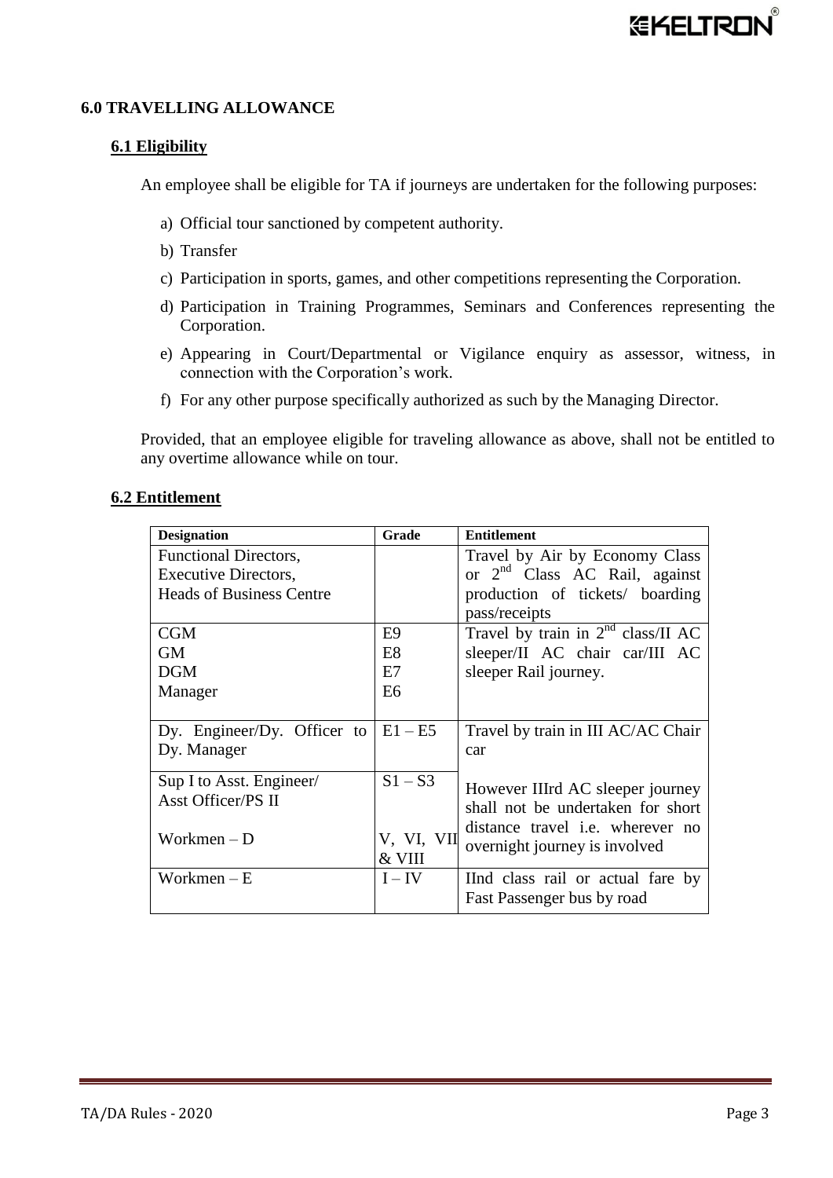## 6.0 TRAVELLING ALLOWANCE

### 6.1 Eligibility

An employee shall be eligible for TA if journeys are undertaken for the following purposes:

a) Official tour sanctioned by competent authority.

b) Transfer

c) Participation in sports, games, and other competitions representing the Corporation.

d) Participation in Training Programmes, Seminars and Conferences representing the Corporation.

e) Appearing in Court/Departmental or Vigilance enquiry as assessor, witness, in connection with the Corporation's work.

f) For any other purpose specifically authorized as such by the Managing Director.

Provided, that an employee eligible for traveling allowance as above, shall not be entitled to any overtime allowance while on tour.

### 6.2 Entitlement

| Designation | Grade | Entitlement |
|---|---|---|
| Functional Directors, Executive Directors, Heads of Business Centre | | Travel by Air by Economy Class or 2nd Class AC Rail, against production of tickets/ boarding pass/receipts |
| CGM<br>GM<br>DGM<br>Manager | E9<br>E8<br>E7<br>E6 | Travel by train in 2nd class/II AC sleeper/II AC chair car/III AC sleeper Rail journey. |
| Dy. Engineer/Dy. Officer to Dy. Manager | E1 – E5 | Travel by train in III AC/AC Chair car<br><br>However IIIrd AC sleeper journey shall not be undertaken for short distance travel i.e. wherever no overnight journey is involved |
| Sup I to Asst. Engineer/ Asst Officer/PS II | S1 – S3 | |
| Workmen – D | V, VI, VII & VIII | |
| Workmen – E | I – IV | IInd class rail or actual fare by Fast Passenger bus by road |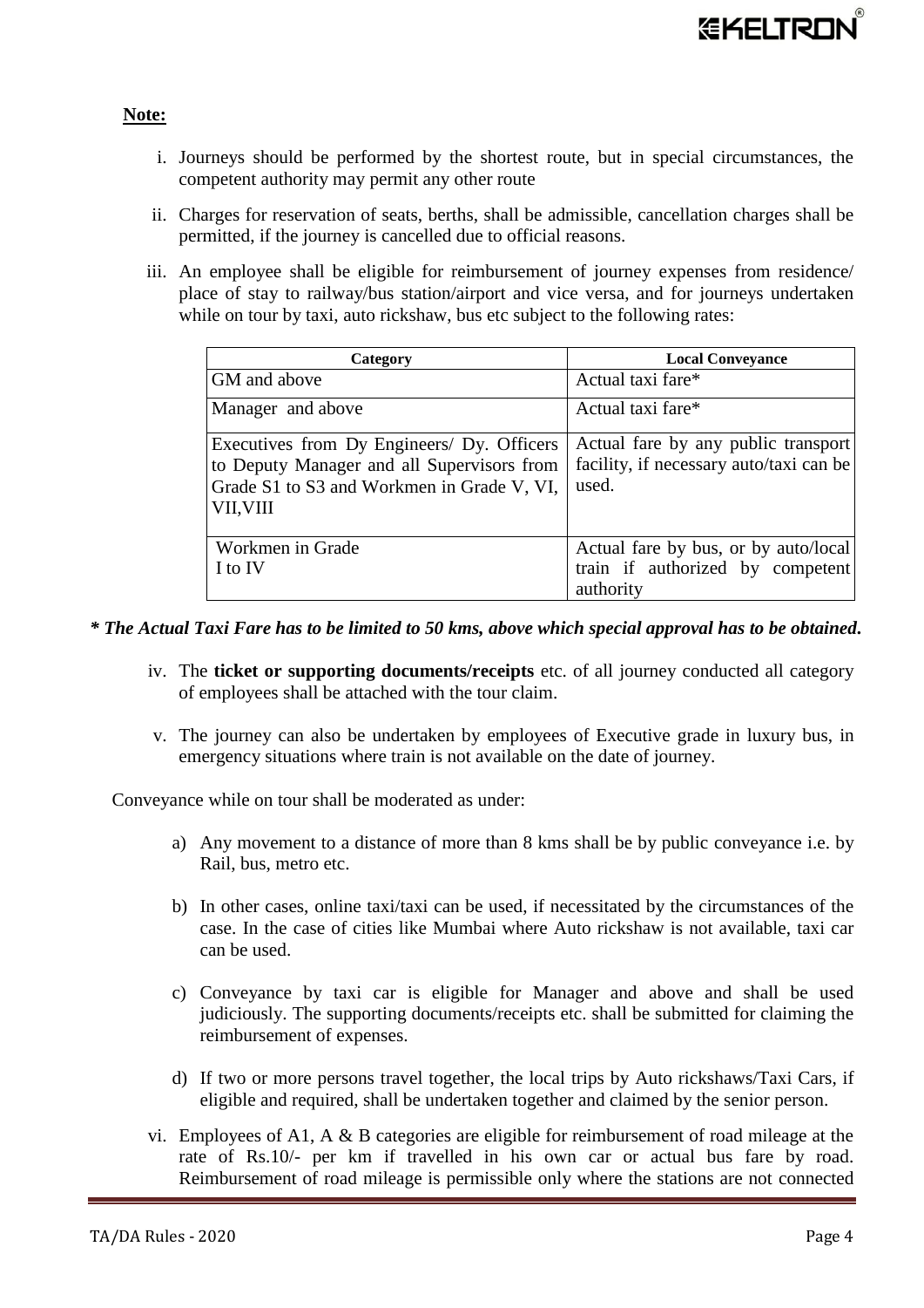**Note:**

i. Journeys should be performed by the shortest route, but in special circumstances, the competent authority may permit any other route

ii. Charges for reservation of seats, berths, shall be admissible, cancellation charges shall be permitted, if the journey is cancelled due to official reasons.

iii. An employee shall be eligible for reimbursement of journey expenses from residence/ place of stay to railway/bus station/airport and vice versa, and for journeys undertaken while on tour by taxi, auto rickshaw, bus etc subject to the following rates:

| Category | Local Conveyance |
|---|---|
| GM and above | Actual taxi fare* |
| Manager and above | Actual taxi fare* |
| Executives from Dy Engineers/ Dy. Officers to Deputy Manager and all Supervisors from Grade S1 to S3 and Workmen in Grade V, VI, VII,VIII | Actual fare by any public transport facility, if necessary auto/taxi can be used. |
| Workmen in Grade I to IV | Actual fare by bus, or by auto/local train if authorized by competent authority |

***\* The Actual Taxi Fare has to be limited to 50 kms, above which special approval has to be obtained.***

iv. The **ticket or supporting documents/receipts** etc. of all journey conducted all category of employees shall be attached with the tour claim.

v. The journey can also be undertaken by employees of Executive grade in luxury bus, in emergency situations where train is not available on the date of journey.

Conveyance while on tour shall be moderated as under:

a) Any movement to a distance of more than 8 kms shall be by public conveyance i.e. by Rail, bus, metro etc.

b) In other cases, online taxi/taxi can be used, if necessitated by the circumstances of the case. In the case of cities like Mumbai where Auto rickshaw is not available, taxi car can be used.

c) Conveyance by taxi car is eligible for Manager and above and shall be used judiciously. The supporting documents/receipts etc. shall be submitted for claiming the reimbursement of expenses.

d) If two or more persons travel together, the local trips by Auto rickshaws/Taxi Cars, if eligible and required, shall be undertaken together and claimed by the senior person.

vi. Employees of A1, A & B categories are eligible for reimbursement of road mileage at the rate of Rs.10/- per km if travelled in his own car or actual bus fare by road. Reimbursement of road mileage is permissible only where the stations are not connected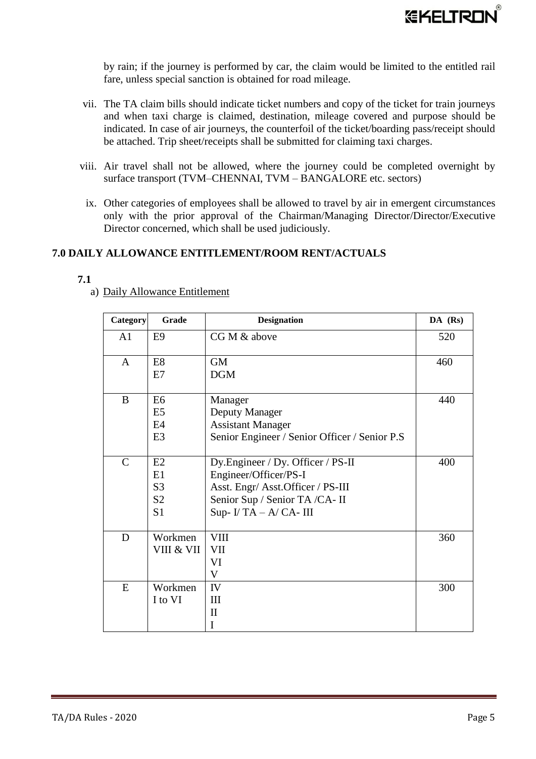by rain; if the journey is performed by car, the claim would be limited to the entitled rail fare, unless special sanction is obtained for road mileage.

vii. The TA claim bills should indicate ticket numbers and copy of the ticket for train journeys and when taxi charge is claimed, destination, mileage covered and purpose should be indicated. In case of air journeys, the counterfoil of the ticket/boarding pass/receipt should be attached. Trip sheet/receipts shall be submitted for claiming taxi charges.

viii. Air travel shall not be allowed, where the journey could be completed overnight by surface transport (TVM–CHENNAI, TVM – BANGALORE etc. sectors)

ix. Other categories of employees shall be allowed to travel by air in emergent circumstances only with the prior approval of the Chairman/Managing Director/Director/Executive Director concerned, which shall be used judiciously.

## 7.0 DAILY ALLOWANCE ENTITLEMENT/ROOM RENT/ACTUALS

**7.1**

a) Daily Allowance Entitlement

| Category | Grade | Designation | DA (Rs) |
|---|---|---|---|
| A1 | E9 | CG M & above | 520 |
| A | E8<br>E7 | GM<br>DGM | 460 |
| B | E6<br>E5<br>E4<br>E3 | Manager<br>Deputy Manager<br>Assistant Manager<br>Senior Engineer / Senior Officer / Senior P.S | 440 |
| C | E2<br>E1<br>S3<br>S2<br>S1 | Dy.Engineer / Dy. Officer / PS-II<br>Engineer/Officer/PS-I<br>Asst. Engr/ Asst.Officer / PS-III<br>Senior Sup / Senior TA /CA- II<br>Sup- I/ TA – A/ CA- III | 400 |
| D | Workmen VIII & VII | VIII<br>VII<br>VI<br>V | 360 |
| E | Workmen I to VI | IV<br>III<br>II<br>I | 300 |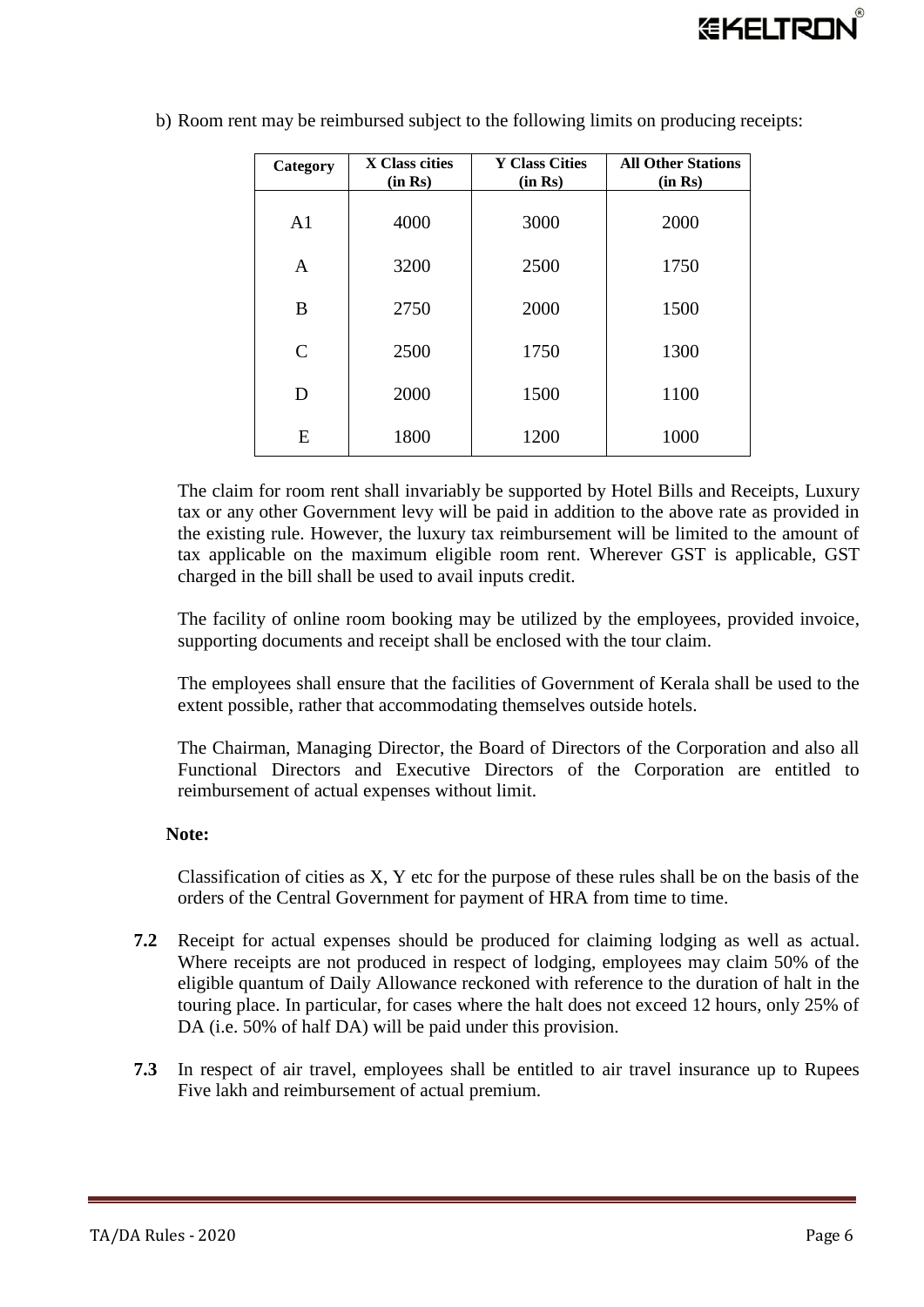b) Room rent may be reimbursed subject to the following limits on producing receipts:

| Category | X Class cities (in Rs) | Y Class Cities (in Rs) | All Other Stations (in Rs) |
|---|---|---|---|
| A1 | 4000 | 3000 | 2000 |
| A | 3200 | 2500 | 1750 |
| B | 2750 | 2000 | 1500 |
| C | 2500 | 1750 | 1300 |
| D | 2000 | 1500 | 1100 |
| E | 1800 | 1200 | 1000 |

The claim for room rent shall invariably be supported by Hotel Bills and Receipts, Luxury tax or any other Government levy will be paid in addition to the above rate as provided in the existing rule. However, the luxury tax reimbursement will be limited to the amount of tax applicable on the maximum eligible room rent. Wherever GST is applicable, GST charged in the bill shall be used to avail inputs credit.

The facility of online room booking may be utilized by the employees, provided invoice, supporting documents and receipt shall be enclosed with the tour claim.

The employees shall ensure that the facilities of Government of Kerala shall be used to the extent possible, rather that accommodating themselves outside hotels.

The Chairman, Managing Director, the Board of Directors of the Corporation and also all Functional Directors and Executive Directors of the Corporation are entitled to reimbursement of actual expenses without limit.

**Note:**

Classification of cities as X, Y etc for the purpose of these rules shall be on the basis of the orders of the Central Government for payment of HRA from time to time.

**7.2** Receipt for actual expenses should be produced for claiming lodging as well as actual. Where receipts are not produced in respect of lodging, employees may claim 50% of the eligible quantum of Daily Allowance reckoned with reference to the duration of halt in the touring place. In particular, for cases where the halt does not exceed 12 hours, only 25% of DA (i.e. 50% of half DA) will be paid under this provision.

**7.3** In respect of air travel, employees shall be entitled to air travel insurance up to Rupees Five lakh and reimbursement of actual premium.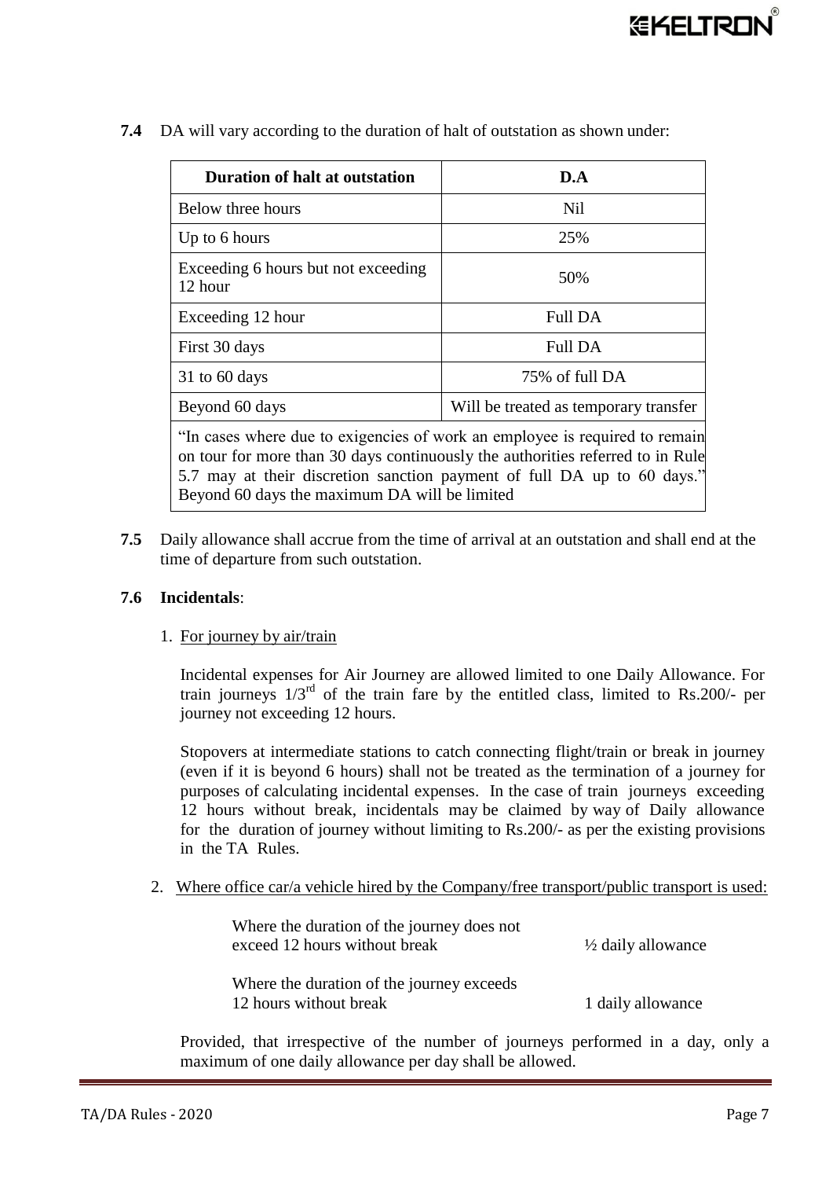**7.4** DA will vary according to the duration of halt of outstation as shown under:

| Duration of halt at outstation | D.A |
|---|---|
| Below three hours | Nil |
| Up to 6 hours | 25% |
| Exceeding 6 hours but not exceeding 12 hour | 50% |
| Exceeding 12 hour | Full DA |
| First 30 days | Full DA |
| 31 to 60 days | 75% of full DA |
| Beyond 60 days | Will be treated as temporary transfer |
| "In cases where due to exigencies of work an employee is required to remain on tour for more than 30 days continuously the authorities referred to in Rule 5.7 may at their discretion sanction payment of full DA up to 60 days." Beyond 60 days the maximum DA will be limited | |

**7.5** Daily allowance shall accrue from the time of arrival at an outstation and shall end at the time of departure from such outstation.

**7.6 Incidentals**:

1. For journey by air/train

   Incidental expenses for Air Journey are allowed limited to one Daily Allowance. For train journeys 1/3rd of the train fare by the entitled class, limited to Rs.200/- per journey not exceeding 12 hours.

   Stopovers at intermediate stations to catch connecting flight/train or break in journey (even if it is beyond 6 hours) shall not be treated as the termination of a journey for purposes of calculating incidental expenses. In the case of train journeys exceeding 12 hours without break, incidentals may be claimed by way of Daily allowance for the duration of journey without limiting to Rs.200/- as per the existing provisions in the TA Rules.

2. Where office car/a vehicle hired by the Company/free transport/public transport is used:

   | | |
   |---|---|
   | Where the duration of the journey does not exceed 12 hours without break | ½ daily allowance |
   | Where the duration of the journey exceeds 12 hours without break | 1 daily allowance |

   Provided, that irrespective of the number of journeys performed in a day, only a maximum of one daily allowance per day shall be allowed.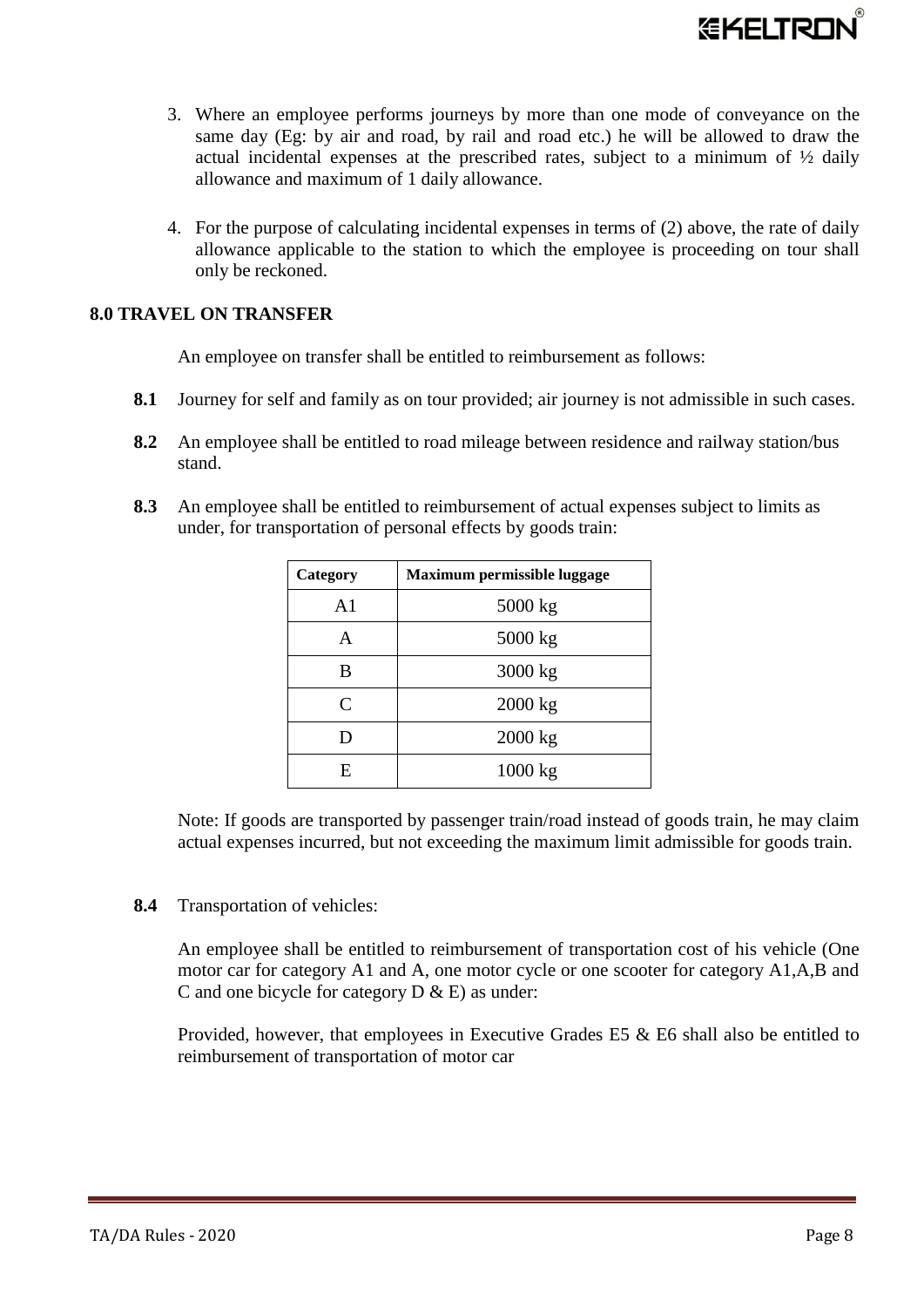3. Where an employee performs journeys by more than one mode of conveyance on the same day (Eg: by air and road, by rail and road etc.) he will be allowed to draw the actual incidental expenses at the prescribed rates, subject to a minimum of ½ daily allowance and maximum of 1 daily allowance.

4. For the purpose of calculating incidental expenses in terms of (2) above, the rate of daily allowance applicable to the station to which the employee is proceeding on tour shall only be reckoned.

## 8.0 TRAVEL ON TRANSFER

An employee on transfer shall be entitled to reimbursement as follows:

**8.1** Journey for self and family as on tour provided; air journey is not admissible in such cases.

**8.2** An employee shall be entitled to road mileage between residence and railway station/bus stand.

**8.3** An employee shall be entitled to reimbursement of actual expenses subject to limits as under, for transportation of personal effects by goods train:

| Category | Maximum permissible luggage |
|---|---|
| A1 | 5000 kg |
| A | 5000 kg |
| B | 3000 kg |
| C | 2000 kg |
| D | 2000 kg |
| E | 1000 kg |

Note: If goods are transported by passenger train/road instead of goods train, he may claim actual expenses incurred, but not exceeding the maximum limit admissible for goods train.

**8.4** Transportation of vehicles:

An employee shall be entitled to reimbursement of transportation cost of his vehicle (One motor car for category A1 and A, one motor cycle or one scooter for category A1,A,B and C and one bicycle for category D & E) as under:

Provided, however, that employees in Executive Grades E5 & E6 shall also be entitled to reimbursement of transportation of motor car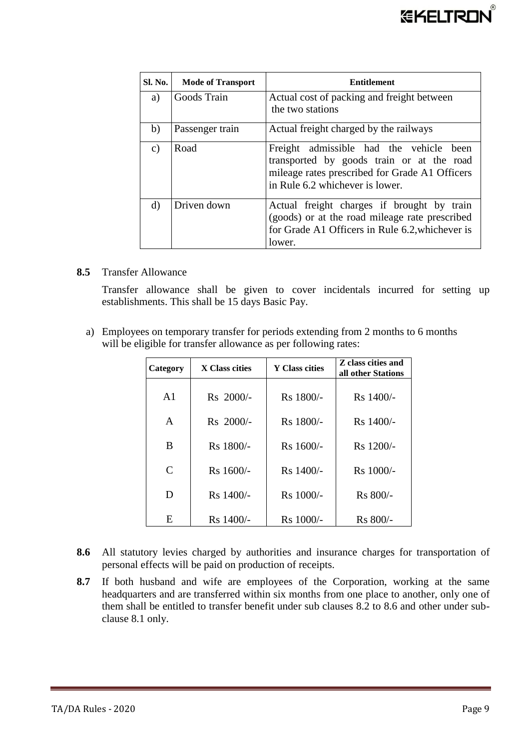| Sl. No. | Mode of Transport | Entitlement |
|---|---|---|
| a) | Goods Train | Actual cost of packing and freight between the two stations |
| b) | Passenger train | Actual freight charged by the railways |
| c) | Road | Freight admissible had the vehicle been transported by goods train or at the road mileage rates prescribed for Grade A1 Officers in Rule 6.2 whichever is lower. |
| d) | Driven down | Actual freight charges if brought by train (goods) or at the road mileage rate prescribed for Grade A1 Officers in Rule 6.2,whichever is lower. |

**8.5** Transfer Allowance

Transfer allowance shall be given to cover incidentals incurred for setting up establishments. This shall be 15 days Basic Pay.

a) Employees on temporary transfer for periods extending from 2 months to 6 months will be eligible for transfer allowance as per following rates:

| Category | X Class cities | Y Class cities | Z class cities and all other Stations |
|---|---|---|---|
| A1 | Rs 2000/- | Rs 1800/- | Rs 1400/- |
| A | Rs 2000/- | Rs 1800/- | Rs 1400/- |
| B | Rs 1800/- | Rs 1600/- | Rs 1200/- |
| C | Rs 1600/- | Rs 1400/- | Rs 1000/- |
| D | Rs 1400/- | Rs 1000/- | Rs 800/- |
| E | Rs 1400/- | Rs 1000/- | Rs 800/- |

**8.6** All statutory levies charged by authorities and insurance charges for transportation of personal effects will be paid on production of receipts.

**8.7** If both husband and wife are employees of the Corporation, working at the same headquarters and are transferred within six months from one place to another, only one of them shall be entitled to transfer benefit under sub clauses 8.2 to 8.6 and other under sub-clause 8.1 only.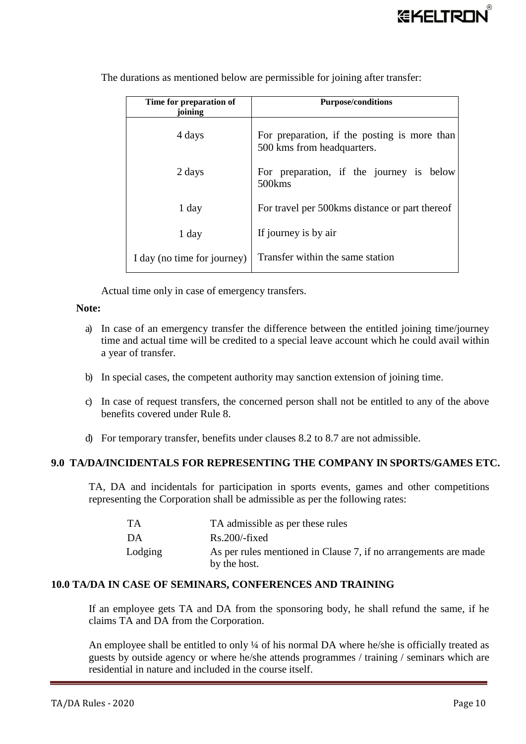The durations as mentioned below are permissible for joining after transfer:

| Time for preparation of joining | Purpose/conditions |
|---|---|
| 4 days | For preparation, if the posting is more than 500 kms from headquarters. |
| 2 days | For preparation, if the journey is below 500kms |
| 1 day | For travel per 500kms distance or part thereof |
| 1 day | If journey is by air |
| I day (no time for journey) | Transfer within the same station |

Actual time only in case of emergency transfers.

**Note:**

a) In case of an emergency transfer the difference between the entitled joining time/journey time and actual time will be credited to a special leave account which he could avail within a year of transfer.

b) In special cases, the competent authority may sanction extension of joining time.

c) In case of request transfers, the concerned person shall not be entitled to any of the above benefits covered under Rule 8.

d) For temporary transfer, benefits under clauses 8.2 to 8.7 are not admissible.

## 9.0 TA/DA/INCIDENTALS FOR REPRESENTING THE COMPANY IN SPORTS/GAMES ETC.

TA, DA and incidentals for participation in sports events, games and other competitions representing the Corporation shall be admissible as per the following rates:

| | |
|---|---|
| TA | TA admissible as per these rules |
| DA | Rs.200/-fixed |
| Lodging | As per rules mentioned in Clause 7, if no arrangements are made by the host. |

## 10.0 TA/DA IN CASE OF SEMINARS, CONFERENCES AND TRAINING

If an employee gets TA and DA from the sponsoring body, he shall refund the same, if he claims TA and DA from the Corporation.

An employee shall be entitled to only ¼ of his normal DA where he/she is officially treated as guests by outside agency or where he/she attends programmes / training / seminars which are residential in nature and included in the course itself.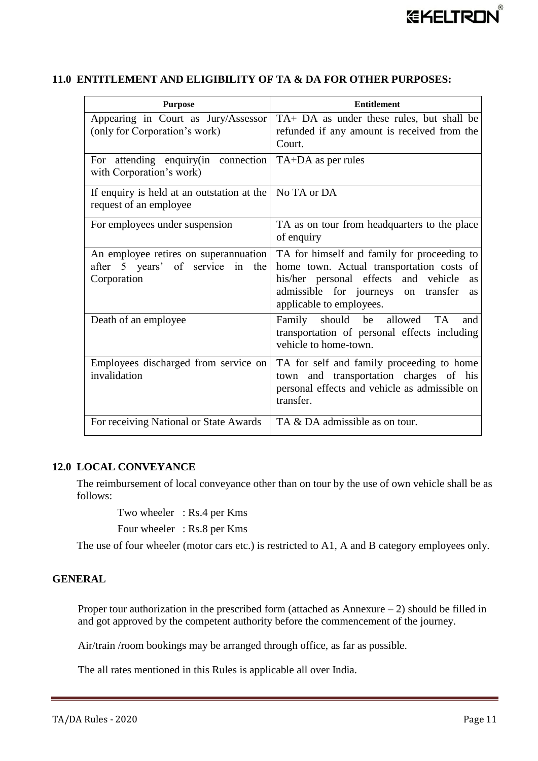## 11.0 ENTITLEMENT AND ELIGIBILITY OF TA & DA FOR OTHER PURPOSES:

| Purpose | Entitlement |
|---|---|
| Appearing in Court as Jury/Assessor (only for Corporation's work) | TA+ DA as under these rules, but shall be refunded if any amount is received from the Court. |
| For attending enquiry(in connection with Corporation's work) | TA+DA as per rules |
| If enquiry is held at an outstation at the request of an employee | No TA or DA |
| For employees under suspension | TA as on tour from headquarters to the place of enquiry |
| An employee retires on superannuation after 5 years' of service in the Corporation | TA for himself and family for proceeding to home town. Actual transportation costs of his/her personal effects and vehicle as admissible for journeys on transfer as applicable to employees. |
| Death of an employee | Family should be allowed TA and transportation of personal effects including vehicle to home-town. |
| Employees discharged from service on invalidation | TA for self and family proceeding to home town and transportation charges of his personal effects and vehicle as admissible on transfer. |
| For receiving National or State Awards | TA & DA admissible as on tour. |

## 12.0 LOCAL CONVEYANCE

The reimbursement of local conveyance other than on tour by the use of own vehicle shall be as follows:

Two wheeler : Rs.4 per Kms

Four wheeler : Rs.8 per Kms

The use of four wheeler (motor cars etc.) is restricted to A1, A and B category employees only.

## GENERAL

Proper tour authorization in the prescribed form (attached as Annexure – 2) should be filled in and got approved by the competent authority before the commencement of the journey.

Air/train /room bookings may be arranged through office, as far as possible.

The all rates mentioned in this Rules is applicable all over India.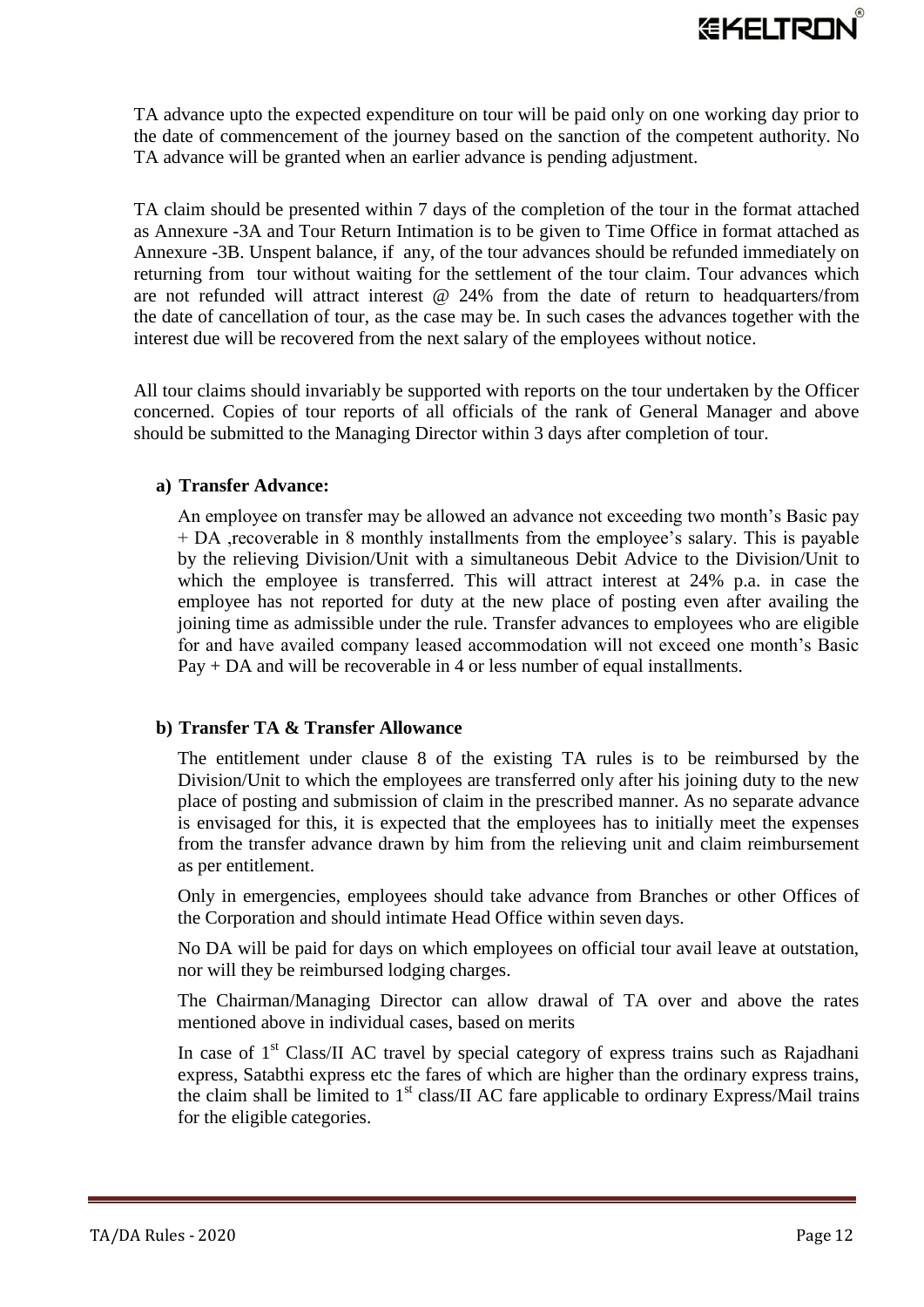TA advance upto the expected expenditure on tour will be paid only on one working day prior to the date of commencement of the journey based on the sanction of the competent authority. No TA advance will be granted when an earlier advance is pending adjustment.

TA claim should be presented within 7 days of the completion of the tour in the format attached as Annexure -3A and Tour Return Intimation is to be given to Time Office in format attached as Annexure -3B. Unspent balance, if any, of the tour advances should be refunded immediately on returning from tour without waiting for the settlement of the tour claim. Tour advances which are not refunded will attract interest @ 24% from the date of return to headquarters/from the date of cancellation of tour, as the case may be. In such cases the advances together with the interest due will be recovered from the next salary of the employees without notice.

All tour claims should invariably be supported with reports on the tour undertaken by the Officer concerned. Copies of tour reports of all officials of the rank of General Manager and above should be submitted to the Managing Director within 3 days after completion of tour.

**a) Transfer Advance:**

An employee on transfer may be allowed an advance not exceeding two month's Basic pay + DA ,recoverable in 8 monthly installments from the employee's salary. This is payable by the relieving Division/Unit with a simultaneous Debit Advice to the Division/Unit to which the employee is transferred. This will attract interest at 24% p.a. in case the employee has not reported for duty at the new place of posting even after availing the joining time as admissible under the rule. Transfer advances to employees who are eligible for and have availed company leased accommodation will not exceed one month's Basic Pay + DA and will be recoverable in 4 or less number of equal installments.

**b) Transfer TA & Transfer Allowance**

The entitlement under clause 8 of the existing TA rules is to be reimbursed by the Division/Unit to which the employees are transferred only after his joining duty to the new place of posting and submission of claim in the prescribed manner. As no separate advance is envisaged for this, it is expected that the employees has to initially meet the expenses from the transfer advance drawn by him from the relieving unit and claim reimbursement as per entitlement.

Only in emergencies, employees should take advance from Branches or other Offices of the Corporation and should intimate Head Office within seven days.

No DA will be paid for days on which employees on official tour avail leave at outstation, nor will they be reimbursed lodging charges.

The Chairman/Managing Director can allow drawal of TA over and above the rates mentioned above in individual cases, based on merits

In case of 1st Class/II AC travel by special category of express trains such as Rajadhani express, Satabthi express etc the fares of which are higher than the ordinary express trains, the claim shall be limited to 1st class/II AC fare applicable to ordinary Express/Mail trains for the eligible categories.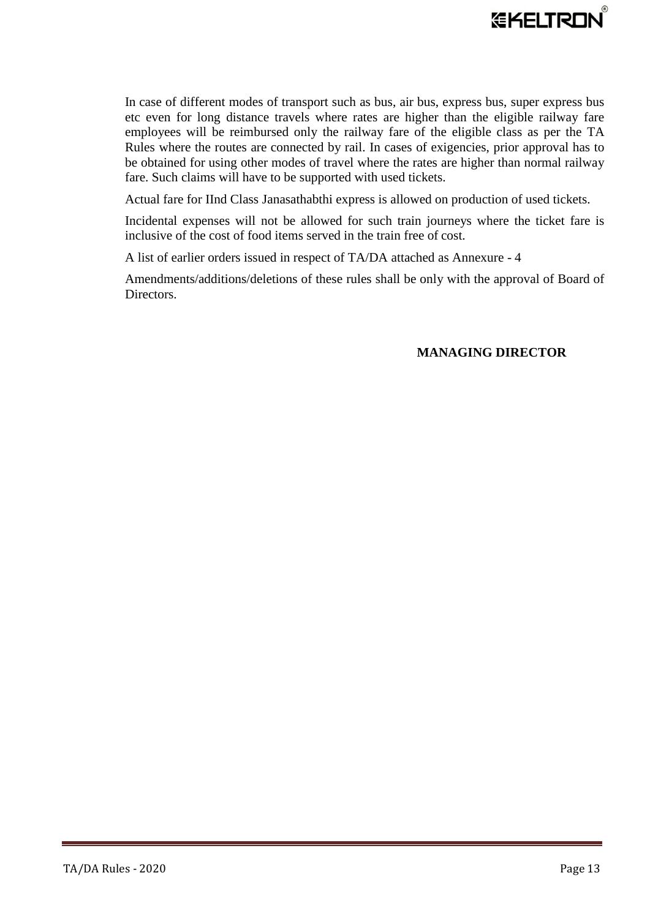In case of different modes of transport such as bus, air bus, express bus, super express bus etc even for long distance travels where rates are higher than the eligible railway fare employees will be reimbursed only the railway fare of the eligible class as per the TA Rules where the routes are connected by rail. In cases of exigencies, prior approval has to be obtained for using other modes of travel where the rates are higher than normal railway fare. Such claims will have to be supported with used tickets.

Actual fare for IInd Class Janasathabthi express is allowed on production of used tickets.

Incidental expenses will not be allowed for such train journeys where the ticket fare is inclusive of the cost of food items served in the train free of cost.

A list of earlier orders issued in respect of TA/DA attached as Annexure - 4

Amendments/additions/deletions of these rules shall be only with the approval of Board of Directors.

**MANAGING DIRECTOR**